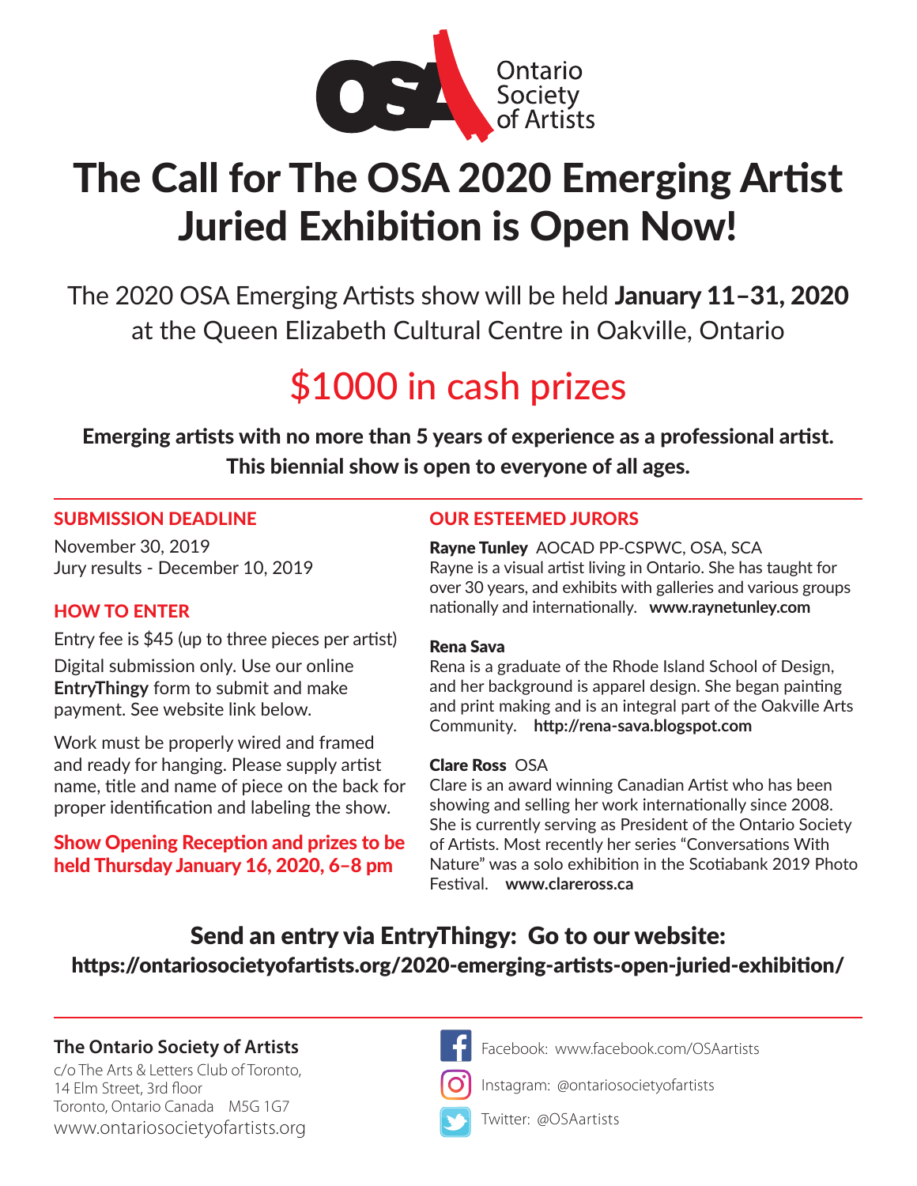Ontario Society of Artists

# The Call for The OSA 2020 Emerging Artist Juried Exhibition is Open Now!

The 2020 OSA Emerging Artists show will be held **January 11–31, 2020** at the Queen Elizabeth Cultural Centre in Oakville, Ontario

## $1000 in cash prizes

**Emerging artists with no more than 5 years of experience as a professional artist. This biennial show is open to everyone of all ages.**

### SUBMISSION DEADLINE

November 30, 2019
Jury results - December 10, 2019

### HOW TO ENTER

Entry fee is $45 (up to three pieces per artist)

Digital submission only. Use our online **EntryThingy** form to submit and make payment. See website link below.

Work must be properly wired and framed and ready for hanging. Please supply artist name, title and name of piece on the back for proper identification and labeling the show.

**Show Opening Reception and prizes to be held Thursday January 16, 2020, 6–8 pm**

### OUR ESTEEMED JURORS

**Rayne Tunley** AOCAD PP-CSPWC, OSA, SCA
Rayne is a visual artist living in Ontario. She has taught for over 30 years, and exhibits with galleries and various groups nationally and internationally. **www.raynetunley.com**

**Rena Sava**
Rena is a graduate of the Rhode Island School of Design, and her background is apparel design. She began painting and print making and is an integral part of the Oakville Arts Community. **http://rena-sava.blogspot.com**

**Clare Ross** OSA
Clare is an award winning Canadian Artist who has been showing and selling her work internationally since 2008. She is currently serving as President of the Ontario Society of Artists. Most recently her series "Conversations With Nature" was a solo exhibition in the Scotiabank 2019 Photo Festival. **www.clareross.ca**

## Send an entry via EntryThingy: Go to our website:

**https://ontariosocietyofartists.org/2020-emerging-artists-open-juried-exhibition/**

**The Ontario Society of Artists**
c/o The Arts & Letters Club of Toronto,
14 Elm Street, 3rd floor
Toronto, Ontario Canada M5G 1G7
www.ontariosocietyofartists.org

Facebook: www.facebook.com/OSAartists
Instagram: @ontariosocietyofartists
Twitter: @OSAartists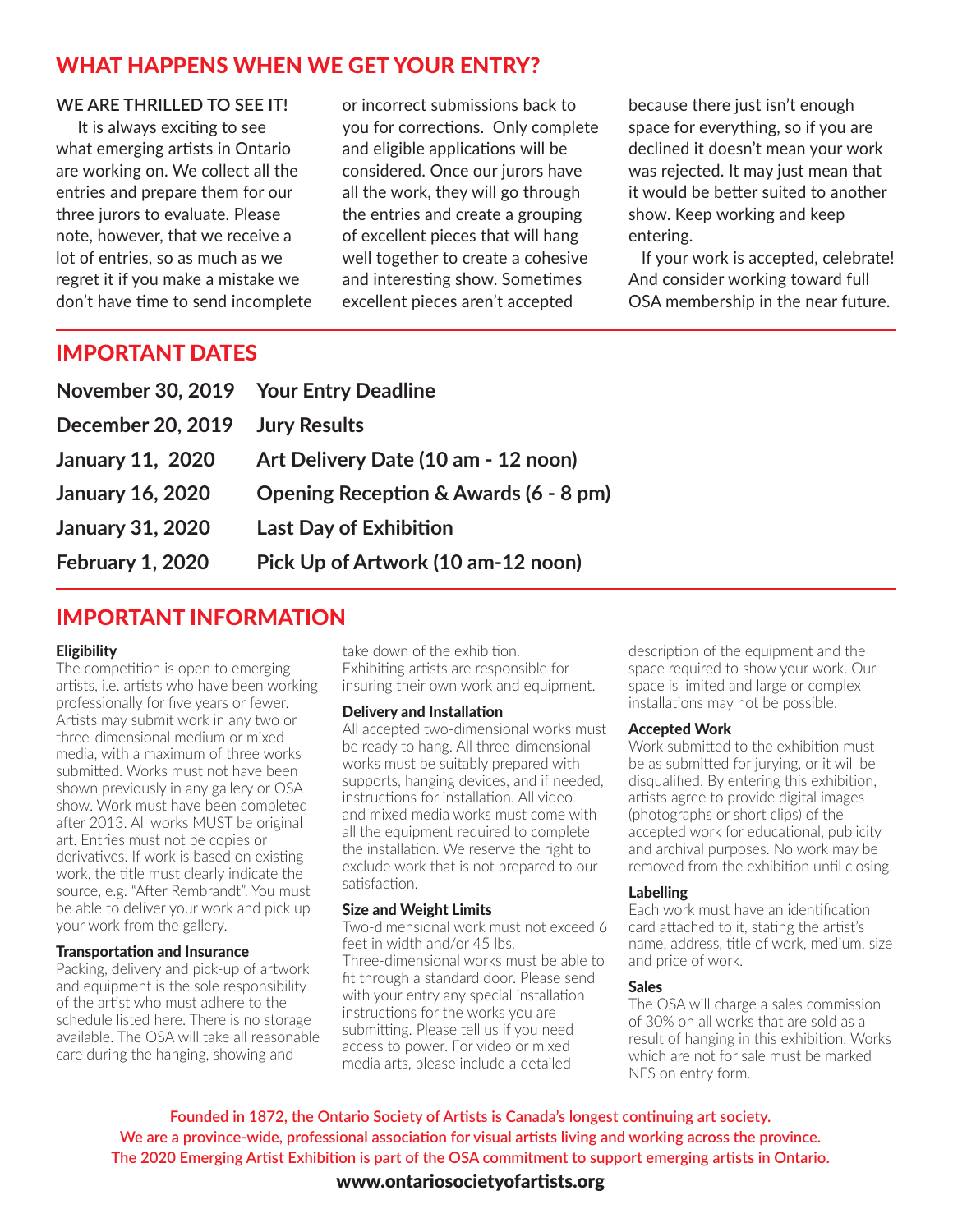## WHAT HAPPENS WHEN WE GET YOUR ENTRY?

**WE ARE THRILLED TO SEE IT!**

It is always exciting to see what emerging artists in Ontario are working on. We collect all the entries and prepare them for our three jurors to evaluate. Please note, however, that we receive a lot of entries, so as much as we regret it if you make a mistake we don't have time to send incomplete or incorrect submissions back to you for corrections. Only complete and eligible applications will be considered. Once our jurors have all the work, they will go through the entries and create a grouping of excellent pieces that will hang well together to create a cohesive and interesting show. Sometimes excellent pieces aren't accepted because there just isn't enough space for everything, so if you are declined it doesn't mean your work was rejected. It may just mean that it would be better suited to another show. Keep working and keep entering.

If your work is accepted, celebrate! And consider working toward full OSA membership in the near future.

## IMPORTANT DATES

| | |
|---|---|
| **November 30, 2019** | **Your Entry Deadline** |
| **December 20, 2019** | **Jury Results** |
| **January 11, 2020** | **Art Delivery Date (10 am - 12 noon)** |
| **January 16, 2020** | **Opening Reception & Awards (6 - 8 pm)** |
| **January 31, 2020** | **Last Day of Exhibition** |
| **February 1, 2020** | **Pick Up of Artwork (10 am-12 noon)** |

## IMPORTANT INFORMATION

**Eligibility**

The competition is open to emerging artists, i.e. artists who have been working professionally for five years or fewer. Artists may submit work in any two or three-dimensional medium or mixed media, with a maximum of three works submitted. Works must not have been shown previously in any gallery or OSA show. Work must have been completed after 2013. All works MUST be original art. Entries must not be copies or derivatives. If work is based on existing work, the title must clearly indicate the source, e.g. "After Rembrandt". You must be able to deliver your work and pick up your work from the gallery.

**Transportation and Insurance**

Packing, delivery and pick-up of artwork and equipment is the sole responsibility of the artist who must adhere to the schedule listed here. There is no storage available. The OSA will take all reasonable care during the hanging, showing and take down of the exhibition. Exhibiting artists are responsible for insuring their own work and equipment.

**Delivery and Installation**

All accepted two-dimensional works must be ready to hang. All three-dimensional works must be suitably prepared with supports, hanging devices, and if needed, instructions for installation. All video and mixed media works must come with all the equipment required to complete the installation. We reserve the right to exclude work that is not prepared to our satisfaction.

**Size and Weight Limits**

Two-dimensional work must not exceed 6 feet in width and/or 45 lbs. Three-dimensional works must be able to fit through a standard door. Please send with your entry any special installation instructions for the works you are submitting. Please tell us if you need access to power. For video or mixed media arts, please include a detailed description of the equipment and the space required to show your work. Our space is limited and large or complex installations may not be possible.

**Accepted Work**

Work submitted to the exhibition must be as submitted for jurying, or it will be disqualified. By entering this exhibition, artists agree to provide digital images (photographs or short clips) of the accepted work for educational, publicity and archival purposes. No work may be removed from the exhibition until closing.

**Labelling**

Each work must have an identification card attached to it, stating the artist's name, address, title of work, medium, size and price of work.

**Sales**

The OSA will charge a sales commission of 30% on all works that are sold as a result of hanging in this exhibition. Works which are not for sale must be marked NFS on entry form.

Founded in 1872, the Ontario Society of Artists is Canada's longest continuing art society. We are a province-wide, professional association for visual artists living and working across the province. The 2020 Emerging Artist Exhibition is part of the OSA commitment to support emerging artists in Ontario.

**www.ontariosocietyofartists.org**